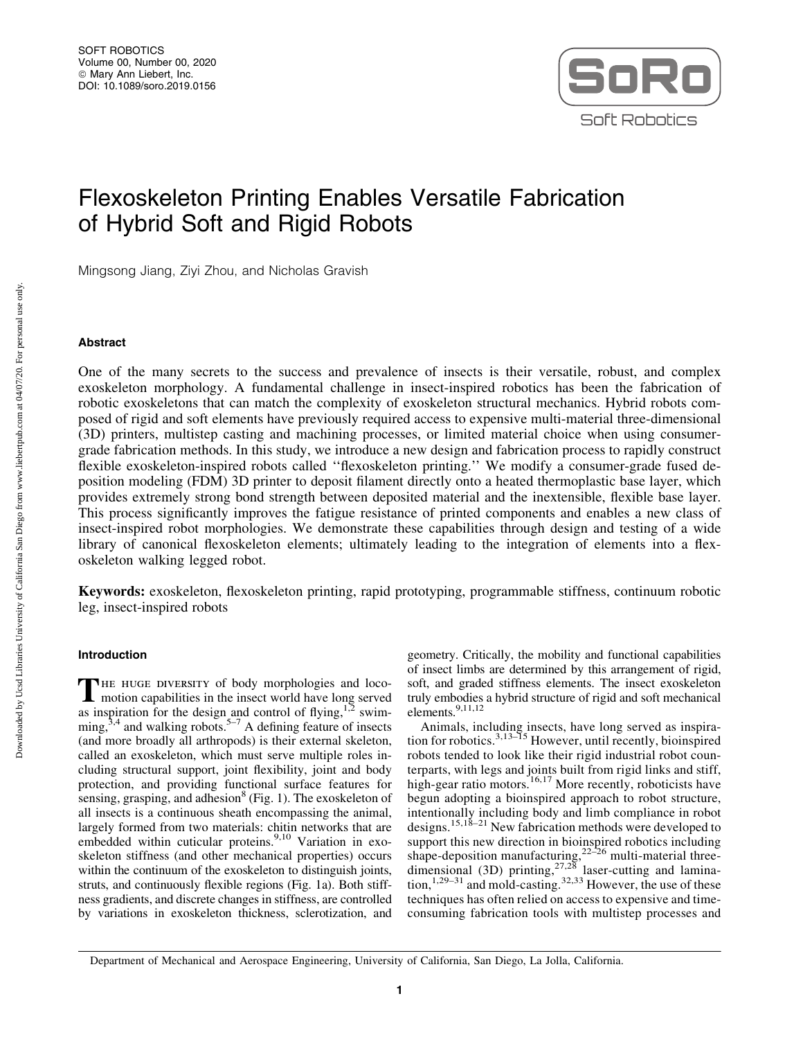# Flexoskeleton Printing Enables Versatile Fabrication of Hybrid Soft and Rigid Robots

Mingsong Jiang, Ziyi Zhou, and Nicholas Gravish

## Abstract

One of the many secrets to the success and prevalence of insects is their versatile, robust, and complex exoskeleton morphology. A fundamental challenge in insect-inspired robotics has been the fabrication of robotic exoskeletons that can match the complexity of exoskeleton structural mechanics. Hybrid robots composed of rigid and soft elements have previously required access to expensive multi-material three-dimensional (3D) printers, multistep casting and machining processes, or limited material choice when using consumer-grade fabrication methods. In this study, we introduce a new design and fabrication process to rapidly construct flexible exoskeleton-inspired robots called ''flexoskeleton printing.'' We modify a consumer-grade fused deposition modeling (FDM) 3D printer to deposit filament directly onto a heated thermoplastic base layer, which provides extremely strong bond strength between deposited material and the inextensible, flexible base layer. This process significantly improves the fatigue resistance of printed components and enables a new class of insect-inspired robot morphologies. We demonstrate these capabilities through design and testing of a wide library of canonical flexoskeleton elements; ultimately leading to the integration of elements into a flexoskeleton walking legged robot.

**Keywords:** exoskeleton, flexoskeleton printing, rapid prototyping, programmable stiffness, continuum robotic leg, insect-inspired robots

## Introduction

The huge diversity of body morphologies and locomotion capabilities in the insect world have long served as inspiration for the design and control of flying,[1,2] swimming,[3,4] and walking robots.[5–7] A defining feature of insects (and more broadly all arthropods) is their external skeleton, called an exoskeleton, which must serve multiple roles including structural support, joint flexibility, joint and body protection, and providing functional surface features for sensing, grasping, and adhesion[8] (Fig. 1). The exoskeleton of all insects is a continuous sheath encompassing the animal, largely formed from two materials: chitin networks that are embedded within cuticular proteins.[9,10] Variation in exoskeleton stiffness (and other mechanical properties) occurs within the continuum of the exoskeleton to distinguish joints, struts, and continuously flexible regions (Fig. 1a). Both stiffness gradients, and discrete changes in stiffness, are controlled by variations in exoskeleton thickness, sclerotization, and geometry. Critically, the mobility and functional capabilities of insect limbs are determined by this arrangement of rigid, soft, and graded stiffness elements. The insect exoskeleton truly embodies a hybrid structure of rigid and soft mechanical elements.[9,11,12]

Animals, including insects, have long served as inspiration for robotics.[3,13–15] However, until recently, bioinspired robots tended to look like their rigid industrial robot counterparts, with legs and joints built from rigid links and stiff, high-gear ratio motors.[16,17] More recently, roboticists have begun adopting a bioinspired approach to robot structure, intentionally including body and limb compliance in robot designs.[15,18–21] New fabrication methods were developed to support this new direction in bioinspired robotics including shape-deposition manufacturing,[22–26] multi-material three-dimensional (3D) printing,[27,28] laser-cutting and lamination,[1,29–31] and mold-casting.[32,33] However, the use of these techniques has often relied on access to expensive and time-consuming fabrication tools with multistep processes and

Department of Mechanical and Aerospace Engineering, University of California, San Diego, La Jolla, California.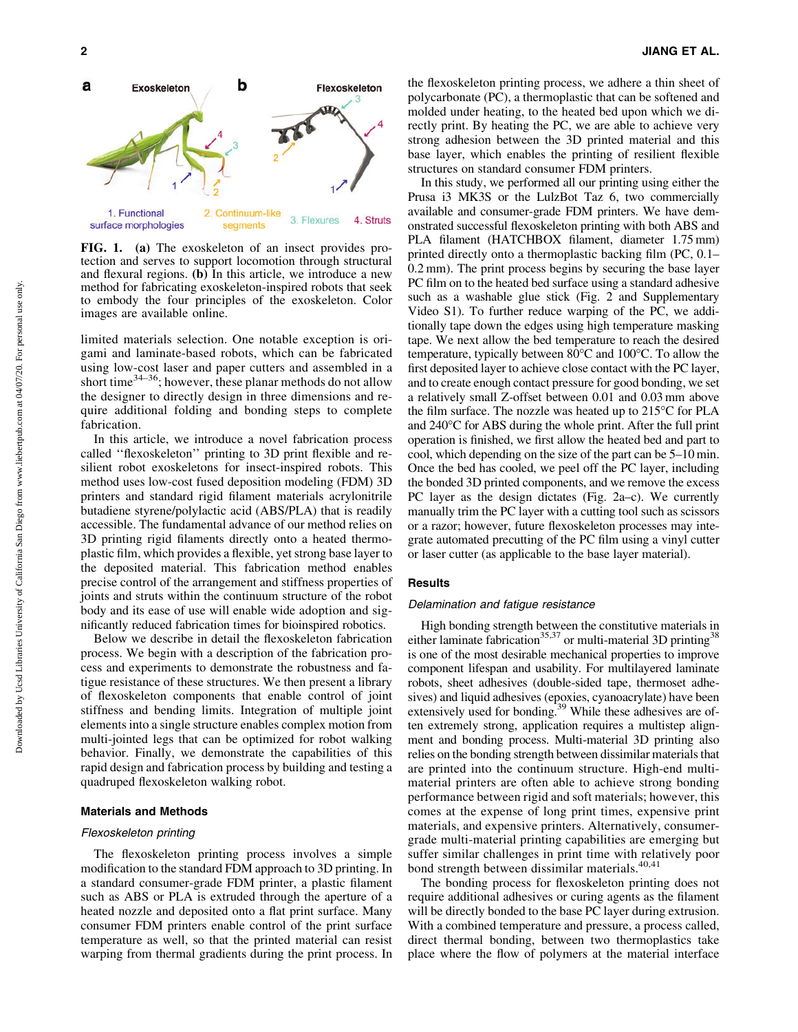FIG. 1. **(a)** The exoskeleton of an insect provides protection and serves to support locomotion through structural and flexural regions. **(b)** In this article, we introduce a new method for fabricating exoskeleton-inspired robots that seek to embody the four principles of the exoskeleton. Color images are available online.

limited materials selection. One notable exception is origami and laminate-based robots, which can be fabricated using low-cost laser and paper cutters and assembled in a short time[34–36]; however, these planar methods do not allow the designer to directly design in three dimensions and require additional folding and bonding steps to complete fabrication.

In this article, we introduce a novel fabrication process called ''flexoskeleton'' printing to 3D print flexible and resilient robot exoskeletons for insect-inspired robots. This method uses low-cost fused deposition modeling (FDM) 3D printers and standard rigid filament materials acrylonitrile butadiene styrene/polylactic acid (ABS/PLA) that is readily accessible. The fundamental advance of our method relies on 3D printing rigid filaments directly onto a heated thermoplastic film, which provides a flexible, yet strong base layer to the deposited material. This fabrication method enables precise control of the arrangement and stiffness properties of joints and struts within the continuum structure of the robot body and its ease of use will enable wide adoption and significantly reduced fabrication times for bioinspired robotics.

Below we describe in detail the flexoskeleton fabrication process. We begin with a description of the fabrication process and experiments to demonstrate the robustness and fatigue resistance of these structures. We then present a library of flexoskeleton components that enable control of joint stiffness and bending limits. Integration of multiple joint elements into a single structure enables complex motion from multi-jointed legs that can be optimized for robot walking behavior. Finally, we demonstrate the capabilities of this rapid design and fabrication process by building and testing a quadruped flexoskeleton walking robot.

## Materials and Methods

### *Flexoskeleton printing*

The flexoskeleton printing process involves a simple modification to the standard FDM approach to 3D printing. In a standard consumer-grade FDM printer, a plastic filament such as ABS or PLA is extruded through the aperture of a heated nozzle and deposited onto a flat print surface. Many consumer FDM printers enable control of the print surface temperature as well, so that the printed material can resist warping from thermal gradients during the print process. In the flexoskeleton printing process, we adhere a thin sheet of polycarbonate (PC), a thermoplastic that can be softened and molded under heating, to the heated bed upon which we directly print. By heating the PC, we are able to achieve very strong adhesion between the 3D printed material and this base layer, which enables the printing of resilient flexible structures on standard consumer FDM printers.

In this study, we performed all our printing using either the Prusa i3 MK3S or the LulzBot Taz 6, two commercially available and consumer-grade FDM printers. We have demonstrated successful flexoskeleton printing with both ABS and PLA filament (HATCHBOX filament, diameter 1.75 mm) printed directly onto a thermoplastic backing film (PC, 0.1–0.2 mm). The print process begins by securing the base layer PC film on to the heated bed surface using a standard adhesive such as a washable glue stick (Fig. 2 and Supplementary Video S1). To further reduce warping of the PC, we additionally tape down the edges using high temperature masking tape. We next allow the bed temperature to reach the desired temperature, typically between 80°C and 100°C. To allow the first deposited layer to achieve close contact with the PC layer, and to create enough contact pressure for good bonding, we set a relatively small Z-offset between 0.01 and 0.03 mm above the film surface. The nozzle was heated up to 215°C for PLA and 240°C for ABS during the whole print. After the full print operation is finished, we first allow the heated bed and part to cool, which depending on the size of the part can be 5–10 min. Once the bed has cooled, we peel off the PC layer, including the bonded 3D printed components, and we remove the excess PC layer as the design dictates (Fig. 2a–c). We currently manually trim the PC layer with a cutting tool such as scissors or a razor; however, future flexoskeleton processes may integrate automated precutting of the PC film using a vinyl cutter or laser cutter (as applicable to the base layer material).

## Results

### *Delamination and fatigue resistance*

High bonding strength between the constitutive materials in either laminate fabrication[35,37] or multi-material 3D printing[38] is one of the most desirable mechanical properties to improve component lifespan and usability. For multilayered laminate robots, sheet adhesives (double-sided tape, thermoset adhesives) and liquid adhesives (epoxies, cyanoacrylate) have been extensively used for bonding.[39] While these adhesives are often extremely strong, application requires a multistep alignment and bonding process. Multi-material 3D printing also relies on the bonding strength between dissimilar materials that are printed into the continuum structure. High-end multi-material printers are often able to achieve strong bonding performance between rigid and soft materials; however, this comes at the expense of long print times, expensive print materials, and expensive printers. Alternatively, consumer-grade multi-material printing capabilities are emerging but suffer similar challenges in print time with relatively poor bond strength between dissimilar materials.[40,41]

The bonding process for flexoskeleton printing does not require additional adhesives or curing agents as the filament will be directly bonded to the base PC layer during extrusion. With a combined temperature and pressure, a process called, direct thermal bonding, between two thermoplastics take place where the flow of polymers at the material interface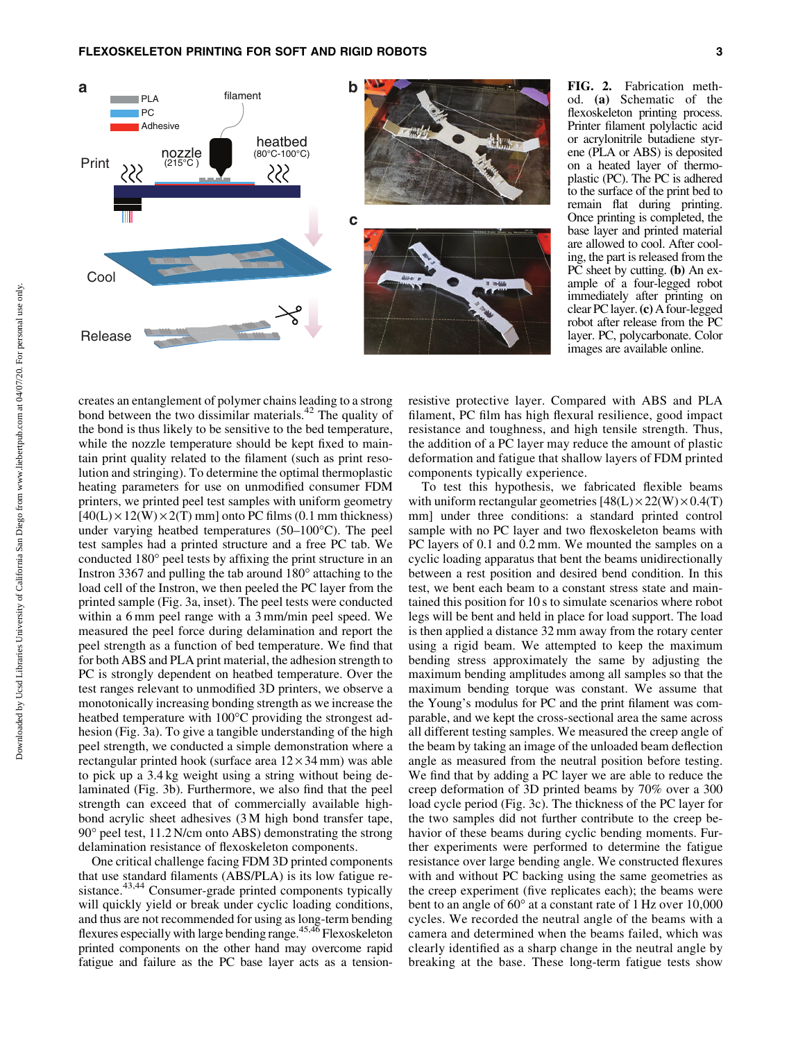a

PLA
PC
Adhesive

filament

Print

nozzle
(215°C)

heatbed
(80°C-100°C)

Cool

Release

b

c

**FIG. 2.** Fabrication method. **(a)** Schematic of the flexoskeleton printing process. Printer filament polylactic acid or acrylonitrile butadiene styrene (PLA or ABS) is deposited on a heated layer of thermoplastic (PC). The PC is adhered to the surface of the print bed to remain flat during printing. Once printing is completed, the base layer and printed material are allowed to cool. After cooling, the part is released from the PC sheet by cutting. **(b)** An example of a four-legged robot immediately after printing on clear PC layer. **(c)** A four-legged robot after release from the PC layer. PC, polycarbonate. Color images are available online.

creates an entanglement of polymer chains leading to a strong bond between the two dissimilar materials.[42] The quality of the bond is thus likely to be sensitive to the bed temperature, while the nozzle temperature should be kept fixed to maintain print quality related to the filament (such as print resolution and stringing). To determine the optimal thermoplastic heating parameters for use on unmodified consumer FDM printers, we printed peel test samples with uniform geometry [40(L) × 12(W) × 2(T) mm] onto PC films (0.1 mm thickness) under varying heatbed temperatures (50–100°C). The peel test samples had a printed structure and a free PC tab. We conducted 180° peel tests by affixing the print structure in an Instron 3367 and pulling the tab around 180° attaching to the load cell of the Instron, we then peeled the PC layer from the printed sample (Fig. 3a, inset). The peel tests were conducted within a 6 mm peel range with a 3 mm/min peel speed. We measured the peel force during delamination and report the peel strength as a function of bed temperature. We find that for both ABS and PLA print material, the adhesion strength to PC is strongly dependent on heatbed temperature. Over the test ranges relevant to unmodified 3D printers, we observe a monotonically increasing bonding strength as we increase the heatbed temperature with 100°C providing the strongest adhesion (Fig. 3a). To give a tangible understanding of the high peel strength, we conducted a simple demonstration where a rectangular printed hook (surface area 12 × 34 mm) was able to pick up a 3.4 kg weight using a string without being delaminated (Fig. 3b). Furthermore, we also find that the peel strength can exceed that of commercially available high-bond acrylic sheet adhesives (3 M high bond transfer tape, 90° peel test, 11.2 N/cm onto ABS) demonstrating the strong delamination resistance of flexoskeleton components.

One critical challenge facing FDM 3D printed components that use standard filaments (ABS/PLA) is its low fatigue resistance.[43,44] Consumer-grade printed components typically will quickly yield or break under cyclic loading conditions, and thus are not recommended for using as long-term bending flexures especially with large bending range.[45,46] Flexoskeleton printed components on the other hand may overcome rapid fatigue and failure as the PC base layer acts as a tension-resistive protective layer. Compared with ABS and PLA filament, PC film has high flexural resilience, good impact resistance and toughness, and high tensile strength. Thus, the addition of a PC layer may reduce the amount of plastic deformation and fatigue that shallow layers of FDM printed components typically experience.

To test this hypothesis, we fabricated flexible beams with uniform rectangular geometries [48(L) × 22(W) × 0.4(T) mm] under three conditions: a standard printed control sample with no PC layer and two flexoskeleton beams with PC layers of 0.1 and 0.2 mm. We mounted the samples on a cyclic loading apparatus that bent the beams unidirectionally between a rest position and desired bend condition. In this test, we bent each beam to a constant stress state and maintained this position for 10 s to simulate scenarios where robot legs will be bent and held in place for load support. The load is then applied a distance 32 mm away from the rotary center using a rigid beam. We attempted to keep the maximum bending stress approximately the same by adjusting the maximum bending amplitudes among all samples so that the maximum bending torque was constant. We assume that the Young's modulus for PC and the print filament was comparable, and we kept the cross-sectional area the same across all different testing samples. We measured the creep angle of the beam by taking an image of the unloaded beam deflection angle as measured from the neutral position before testing. We find that by adding a PC layer we are able to reduce the creep deformation of 3D printed beams by 70% over a 300 load cycle period (Fig. 3c). The thickness of the PC layer for the two samples did not further contribute to the creep behavior of these beams during cyclic bending moments. Further experiments were performed to determine the fatigue resistance over large bending angle. We constructed flexures with and without PC backing using the same geometries as the creep experiment (five replicates each); the beams were bent to an angle of 60° at a constant rate of 1 Hz over 10,000 cycles. We recorded the neutral angle of the beams with a camera and determined when the beams failed, which was clearly identified as a sharp change in the neutral angle by breaking at the base. These long-term fatigue tests show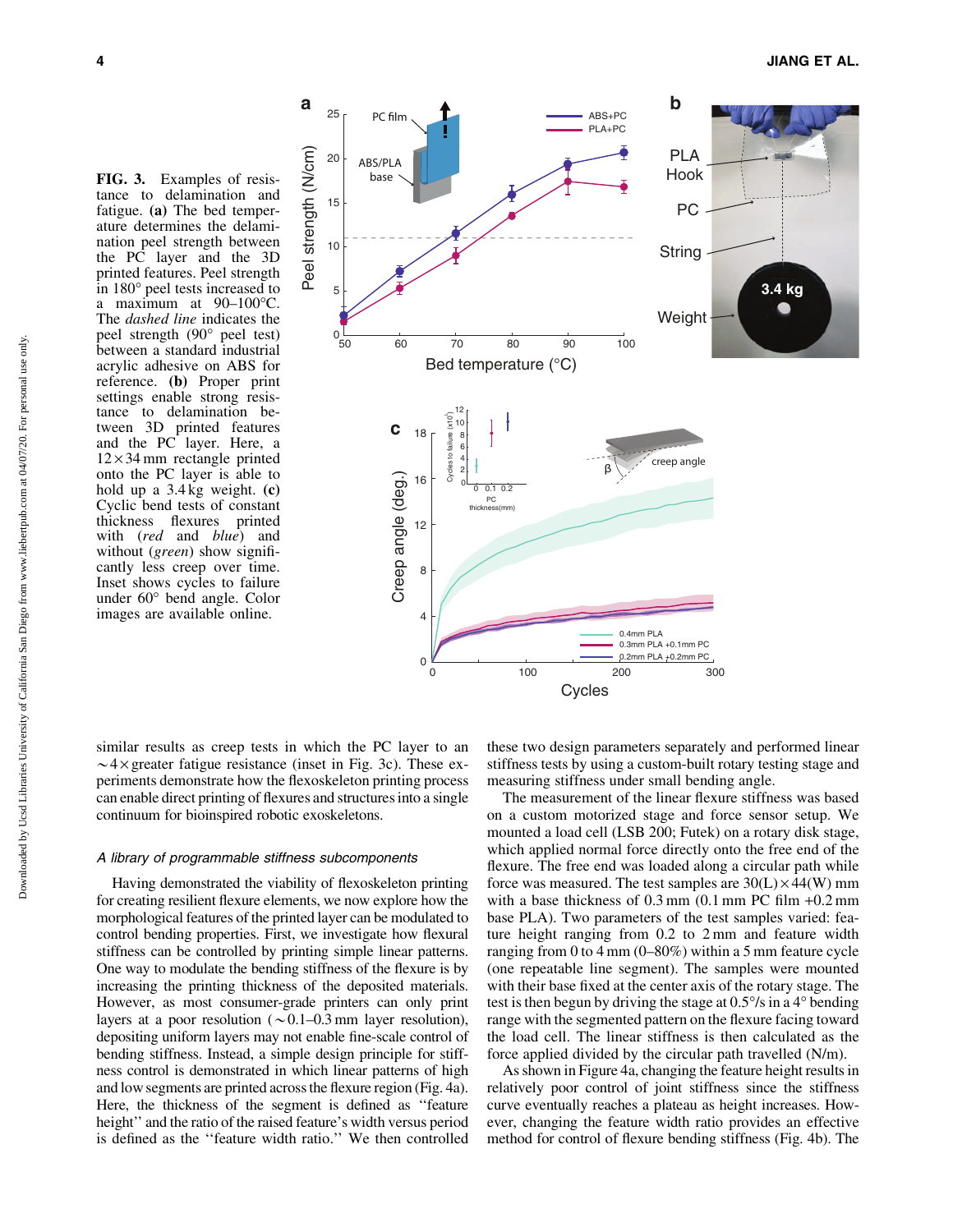a

25
20
15
10
5
0

Peel strength (N/cm)

PC film

ABS/PLA base

ABS+PC
PLA+PC

50 60 70 80 90 100

Bed temperature (°C)

b

PLA Hook

PC

String

Weight

3.4 kg

c

Creep angle (deg.)

18
16
12
8
4
0

Cycles to failure ($\times 10^3$)

12
10
8
6
4
2
0

0 0.1 0.2

PC thickness(mm)

creep angle

β

0.4mm PLA
0.3mm PLA +0.1mm PC
0.2mm PLA +0.2mm PC

0 100 200 300

Cycles

**FIG. 3.** Examples of resistance to delamination and fatigue. **(a)** The bed temperature determines the delamination peel strength between the PC layer and the 3D printed features. Peel strength in 180° peel tests increased to a maximum at 90–100°C. The *dashed line* indicates the peel strength (90° peel test) between a standard industrial acrylic adhesive on ABS for reference. **(b)** Proper print settings enable strong resistance to delamination between 3D printed features and the PC layer. Here, a $12 \times 34$ mm rectangle printed onto the PC layer is able to hold up a 3.4 kg weight. **(c)** Cyclic bend tests of constant thickness flexures printed with (*red* and *blue*) and without (*green*) show significantly less creep over time. Inset shows cycles to failure under 60° bend angle. Color images are available online.

similar results as creep tests in which the PC layer to an $\sim 4\times$ greater fatigue resistance (inset in Fig. 3c). These experiments demonstrate how the flexoskeleton printing process can enable direct printing of flexures and structures into a single continuum for bioinspired robotic exoskeletons.

### *A library of programmable stiffness subcomponents*

Having demonstrated the viability of flexoskeleton printing for creating resilient flexure elements, we now explore how the morphological features of the printed layer can be modulated to control bending properties. First, we investigate how flexural stiffness can be controlled by printing simple linear patterns. One way to modulate the bending stiffness of the flexure is by increasing the printing thickness of the deposited materials. However, as most consumer-grade printers can only print layers at a poor resolution ($\sim$0.1–0.3 mm layer resolution), depositing uniform layers may not enable fine-scale control of bending stiffness. Instead, a simple design principle for stiffness control is demonstrated in which linear patterns of high and low segments are printed across the flexure region (Fig. 4a). Here, the thickness of the segment is defined as ''feature height'' and the ratio of the raised feature's width versus period is defined as the ''feature width ratio.'' We then controlled these two design parameters separately and performed linear stiffness tests by using a custom-built rotary testing stage and measuring stiffness under small bending angle.

The measurement of the linear flexure stiffness was based on a custom motorized stage and force sensor setup. We mounted a load cell (LSB 200; Futek) on a rotary disk stage, which applied normal force directly onto the free end of the flexure. The free end was loaded along a circular path while force was measured. The test samples are $30(\text{L}) \times 44(\text{W})$ mm with a base thickness of 0.3 mm (0.1 mm PC film +0.2 mm base PLA). Two parameters of the test samples varied: feature height ranging from 0.2 to 2 mm and feature width ranging from 0 to 4 mm (0–80%) within a 5 mm feature cycle (one repeatable line segment). The samples were mounted with their base fixed at the center axis of the rotary stage. The test is then begun by driving the stage at 0.5°/s in a 4° bending range with the segmented pattern on the flexure facing toward the load cell. The linear stiffness is then calculated as the force applied divided by the circular path travelled (N/m).

As shown in Figure 4a, changing the feature height results in relatively poor control of joint stiffness since the stiffness curve eventually reaches a plateau as height increases. However, changing the feature width ratio provides an effective method for control of flexure bending stiffness (Fig. 4b). The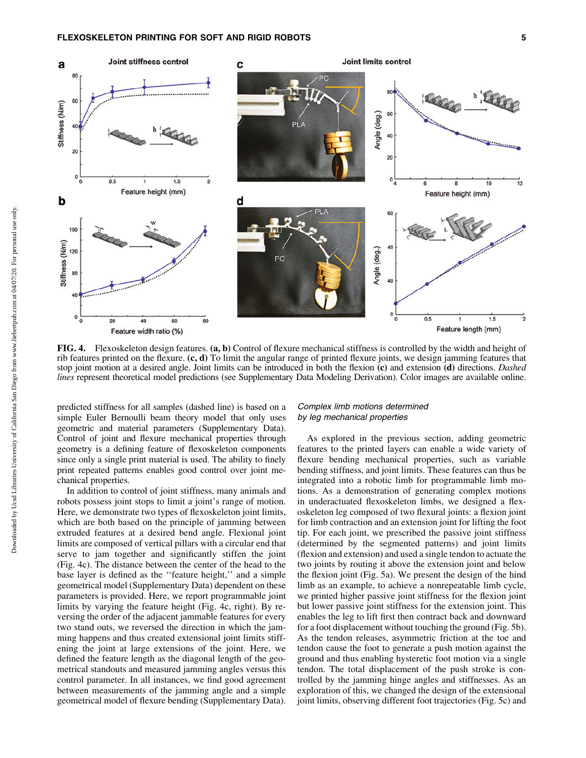**a** Joint stiffness control

Stiffness (N/m)

0
20
40
60
80

0
0.5
1
1.5
2

Feature height (mm)

h

**b**

Stiffness (N/m)

0
40
80
120
160

0
20
40
60
80

Feature width ratio (%)

w

**c** Joint limits control

PC

PLA

Angle (deg.)

0
20
40
60
80

4
6
8
10
12

Feature height (mm)

h

**d**

PLA

PC

Angle (deg.)

0
40
40
60

0
0.5
1
1.5
2

Feature length (mm)

L

L

FIG. 4. Flexoskeleton design features. **(a, b)** Control of flexure mechanical stiffness is controlled by the width and height of rib features printed on the flexure. **(c, d)** To limit the angular range of printed flexure joints, we design jamming features that stop joint motion at a desired angle. Joint limits can be introduced in both the flexion **(c)** and extension **(d)** directions. *Dashed lines* represent theoretical model predictions (see Supplementary Data Modeling Derivation). Color images are available online.

predicted stiffness for all samples (dashed line) is based on a simple Euler Bernoulli beam theory model that only uses geometric and material parameters (Supplementary Data). Control of joint and flexure mechanical properties through geometry is a defining feature of flexoskeleton components since only a single print material is used. The ability to finely print repeated patterns enables good control over joint mechanical properties.

In addition to control of joint stiffness, many animals and robots possess joint stops to limit a joint's range of motion. Here, we demonstrate two types of flexoskeleton joint limits, which are both based on the principle of jamming between extruded features at a desired bend angle. Flexional joint limits are composed of vertical pillars with a circular end that serve to jam together and significantly stiffen the joint (Fig. 4c). The distance between the center of the head to the base layer is defined as the ''feature height,'' and a simple geometrical model (Supplementary Data) dependent on these parameters is provided. Here, we report programmable joint limits by varying the feature height (Fig. 4c, right). By reversing the order of the adjacent jammable features for every two stand outs, we reversed the direction in which the jamming happens and thus created extensional joint limits stiffening the joint at large extensions of the joint. Here, we defined the feature length as the diagonal length of the geometrical standouts and measured jamming angles versus this control parameter. In all instances, we find good agreement between measurements of the jamming angle and a simple geometrical model of flexure bending (Supplementary Data).

### *Complex limb motions determined by leg mechanical properties*

As explored in the previous section, adding geometric features to the printed layers can enable a wide variety of flexure bending mechanical properties, such as variable bending stiffness, and joint limits. These features can thus be integrated into a robotic limb for programmable limb motions. As a demonstration of generating complex motions in underactuated flexoskeleton limbs, we designed a flexoskeleton leg composed of two flexural joints: a flexion joint for limb contraction and an extension joint for lifting the foot tip. For each joint, we prescribed the passive joint stiffness (determined by the segmented patterns) and joint limits (flexion and extension) and used a single tendon to actuate the two joints by routing it above the extension joint and below the flexion joint (Fig. 5a). We present the design of the hind limb as an example, to achieve a nonrepeatable limb cycle, we printed higher passive joint stiffness for the flexion joint but lower passive joint stiffness for the extension joint. This enables the leg to lift first then contract back and downward for a foot displacement without touching the ground (Fig. 5b). As the tendon releases, asymmetric friction at the toe and tendon cause the foot to generate a push motion against the ground and thus enabling hysteretic foot motion via a single tendon. The total displacement of the push stroke is controlled by the jamming hinge angles and stiffnesses. As an exploration of this, we changed the design of the extensional joint limits, observing different foot trajectories (Fig. 5c) and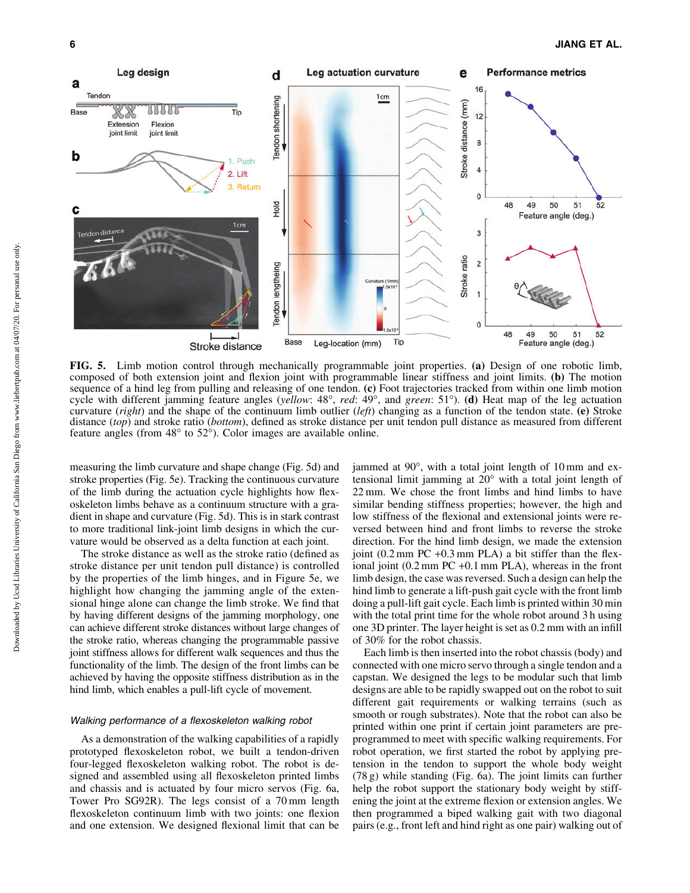Leg design

a

Tendon

Base

Extension joint limit

Flexion joint limit

Tip

b

1. Push

2. Lift

3. Return

c

Tendon distance

1cm

Stroke distance

d

Leg actuation curvature

1cm

Tendon shortening

Hold

Tendon lengtheing

Curvature (1/mm)

1.5x10⁻²

0

1.5x10⁻²

Base

Leg-location (mm)

Tip

e

Performance metrics

Stroke distance (mm)

16

12

8

4

0

48

49

50

51

52

Feature angle (deg.)

Stroke ratio

3

2

1

0

θ

48

49

50

51

52

Feature angle (deg.)

**FIG. 5.** Limb motion control through mechanically programmable joint properties. **(a)** Design of one robotic limb, composed of both extension joint and flexion joint with programmable linear stiffness and joint limits. **(b)** The motion sequence of a hind leg from pulling and releasing of one tendon. **(c)** Foot trajectories tracked from within one limb motion cycle with different jamming feature angles (*yellow*: 48°, *red*: 49°, and *green*: 51°). **(d)** Heat map of the leg actuation curvature (*right*) and the shape of the continuum limb outlier (*left*) changing as a function of the tendon state. **(e)** Stroke distance (*top*) and stroke ratio (*bottom*), defined as stroke distance per unit tendon pull distance as measured from different feature angles (from 48° to 52°). Color images are available online.

measuring the limb curvature and shape change (Fig. 5d) and stroke properties (Fig. 5e). Tracking the continuous curvature of the limb during the actuation cycle highlights how flexoskeleton limbs behave as a continuum structure with a gradient in shape and curvature (Fig. 5d). This is in stark contrast to more traditional link-joint limb designs in which the curvature would be observed as a delta function at each joint.

The stroke distance as well as the stroke ratio (defined as stroke distance per unit tendon pull distance) is controlled by the properties of the limb hinges, and in Figure 5e, we highlight how changing the jamming angle of the extensional hinge alone can change the limb stroke. We find that by having different designs of the jamming morphology, one can achieve different stroke distances without large changes of the stroke ratio, whereas changing the programmable passive joint stiffness allows for different walk sequences and thus the functionality of the limb. The design of the front limbs can be achieved by having the opposite stiffness distribution as in the hind limb, which enables a pull-lift cycle of movement.

### *Walking performance of a flexoskeleton walking robot*

As a demonstration of the walking capabilities of a rapidly prototyped flexoskeleton robot, we built a tendon-driven four-legged flexoskeleton walking robot. The robot is designed and assembled using all flexoskeleton printed limbs and chassis and is actuated by four micro servos (Fig. 6a, Tower Pro SG92R). The legs consist of a 70 mm length flexoskeleton continuum limb with two joints: one flexion and one extension. We designed flexional limit that can be jammed at 90°, with a total joint length of 10 mm and extensional limit jamming at 20° with a total joint length of 22 mm. We chose the front limbs and hind limbs to have similar bending stiffness properties; however, the high and low stiffness of the flexional and extensional joints were reversed between hind and front limbs to reverse the stroke direction. For the hind limb design, we made the extension joint (0.2 mm PC +0.3 mm PLA) a bit stiffer than the flexional joint (0.2 mm PC +0.1 mm PLA), whereas in the front limb design, the case was reversed. Such a design can help the hind limb to generate a lift-push gait cycle with the front limb doing a pull-lift gait cycle. Each limb is printed within 30 min with the total print time for the whole robot around 3 h using one 3D printer. The layer height is set as 0.2 mm with an infill of 30% for the robot chassis.

Each limb is then inserted into the robot chassis (body) and connected with one micro servo through a single tendon and a capstan. We designed the legs to be modular such that limb designs are able to be rapidly swapped out on the robot to suit different gait requirements or walking terrains (such as smooth or rough substrates). Note that the robot can also be printed within one print if certain joint parameters are preprogrammed to meet with specific walking requirements. For robot operation, we first started the robot by applying pretension in the tendon to support the whole body weight (78 g) while standing (Fig. 6a). The joint limits can further help the robot support the stationary body weight by stiffening the joint at the extreme flexion or extension angles. We then programmed a biped walking gait with two diagonal pairs (e.g., front left and hind right as one pair) walking out of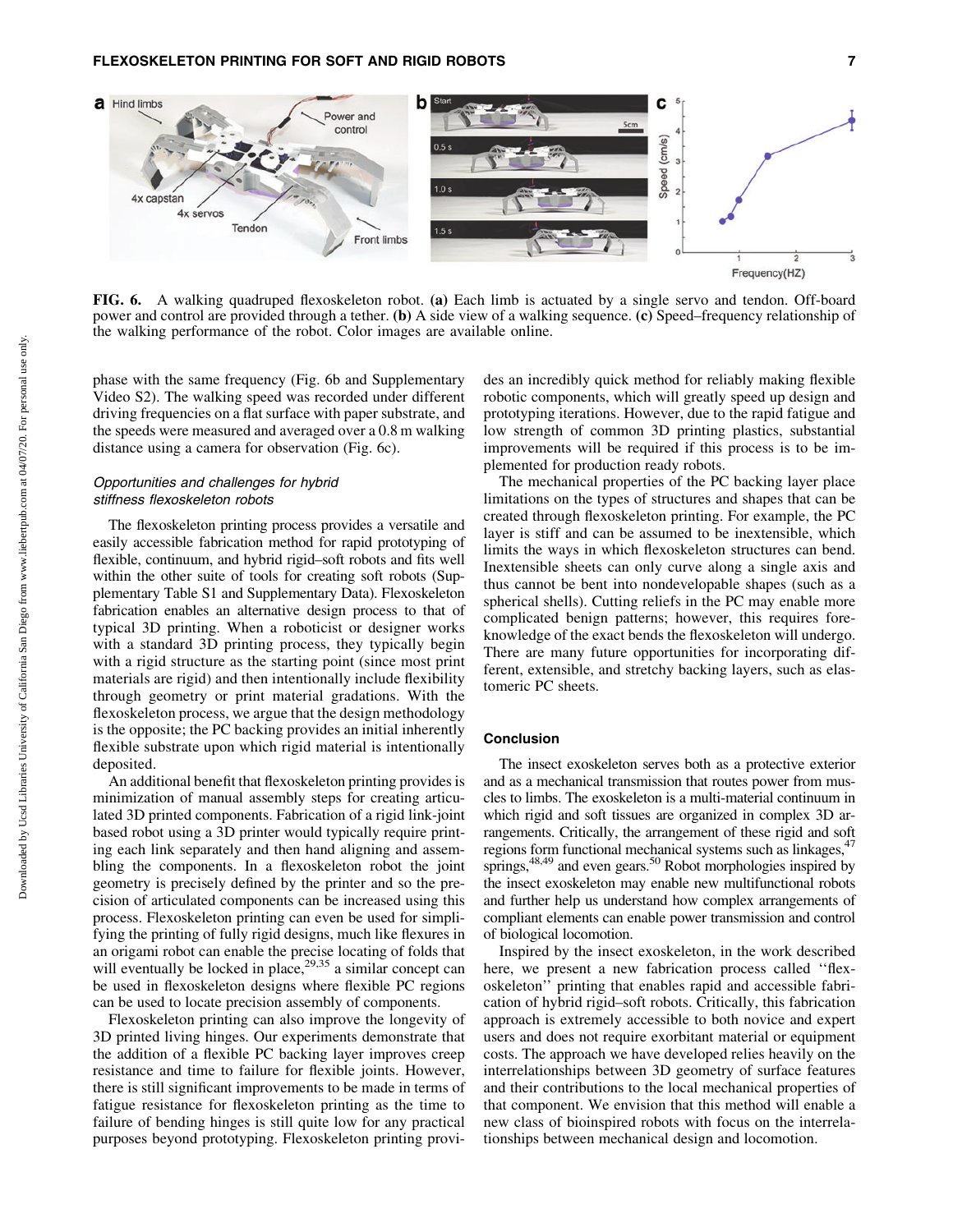a Hind limbs

Power and control

4x capstan

4x servos

Tendon

Front limbs

b Start

5cm

0.5 s

1.0 s

1.5 s

c

Speed (cm/s)

0 1 2 3 4 5

Frequency(HZ)

1 2 3

**FIG. 6.** A walking quadruped flexoskeleton robot. **(a)** Each limb is actuated by a single servo and tendon. Off-board power and control are provided through a tether. **(b)** A side view of a walking sequence. **(c)** Speed–frequency relationship of the walking performance of the robot. Color images are available online.

phase with the same frequency (Fig. 6b and Supplementary Video S2). The walking speed was recorded under different driving frequencies on a flat surface with paper substrate, and the speeds were measured and averaged over a 0.8 m walking distance using a camera for observation (Fig. 6c).

### *Opportunities and challenges for hybrid stiffness flexoskeleton robots*

The flexoskeleton printing process provides a versatile and easily accessible fabrication method for rapid prototyping of flexible, continuum, and hybrid rigid–soft robots and fits well within the other suite of tools for creating soft robots (Supplementary Table S1 and Supplementary Data). Flexoskeleton fabrication enables an alternative design process to that of typical 3D printing. When a roboticist or designer works with a standard 3D printing process, they typically begin with a rigid structure as the starting point (since most print materials are rigid) and then intentionally include flexibility through geometry or print material gradations. With the flexoskeleton process, we argue that the design methodology is the opposite; the PC backing provides an initial inherently flexible substrate upon which rigid material is intentionally deposited.

An additional benefit that flexoskeleton printing provides is minimization of manual assembly steps for creating articulated 3D printed components. Fabrication of a rigid link-joint based robot using a 3D printer would typically require printing each link separately and then hand aligning and assembling the components. In a flexoskeleton robot the joint geometry is precisely defined by the printer and so the precision of articulated components can be increased using this process. Flexoskeleton printing can even be used for simplifying the printing of fully rigid designs, much like flexures in an origami robot can enable the precise locating of folds that will eventually be locked in place,[29,35] a similar concept can be used in flexoskeleton designs where flexible PC regions can be used to locate precision assembly of components.

Flexoskeleton printing can also improve the longevity of 3D printed living hinges. Our experiments demonstrate that the addition of a flexible PC backing layer improves creep resistance and time to failure for flexible joints. However, there is still significant improvements to be made in terms of fatigue resistance for flexoskeleton printing as the time to failure of bending hinges is still quite low for any practical purposes beyond prototyping. Flexoskeleton printing provides an incredibly quick method for reliably making flexible robotic components, which will greatly speed up design and prototyping iterations. However, due to the rapid fatigue and low strength of common 3D printing plastics, substantial improvements will be required if this process is to be implemented for production ready robots.

The mechanical properties of the PC backing layer place limitations on the types of structures and shapes that can be created through flexoskeleton printing. For example, the PC layer is stiff and can be assumed to be inextensible, which limits the ways in which flexoskeleton structures can bend. Inextensible sheets can only curve along a single axis and thus cannot be bent into nondevelopable shapes (such as a spherical shells). Cutting reliefs in the PC may enable more complicated benign patterns; however, this requires foreknowledge of the exact bends the flexoskeleton will undergo. There are many future opportunities for incorporating different, extensible, and stretchy backing layers, such as elastomeric PC sheets.

## Conclusion

The insect exoskeleton serves both as a protective exterior and as a mechanical transmission that routes power from muscles to limbs. The exoskeleton is a multi-material continuum in which rigid and soft tissues are organized in complex 3D arrangements. Critically, the arrangement of these rigid and soft regions form functional mechanical systems such as linkages,[47] springs,[48,49] and even gears.[50] Robot morphologies inspired by the insect exoskeleton may enable new multifunctional robots and further help us understand how complex arrangements of compliant elements can enable power transmission and control of biological locomotion.

Inspired by the insect exoskeleton, in the work described here, we present a new fabrication process called ''flexoskeleton'' printing that enables rapid and accessible fabrication of hybrid rigid–soft robots. Critically, this fabrication approach is extremely accessible to both novice and expert users and does not require exorbitant material or equipment costs. The approach we have developed relies heavily on the interrelationships between 3D geometry of surface features and their contributions to the local mechanical properties of that component. We envision that this method will enable a new class of bioinspired robots with focus on the interrelationships between mechanical design and locomotion.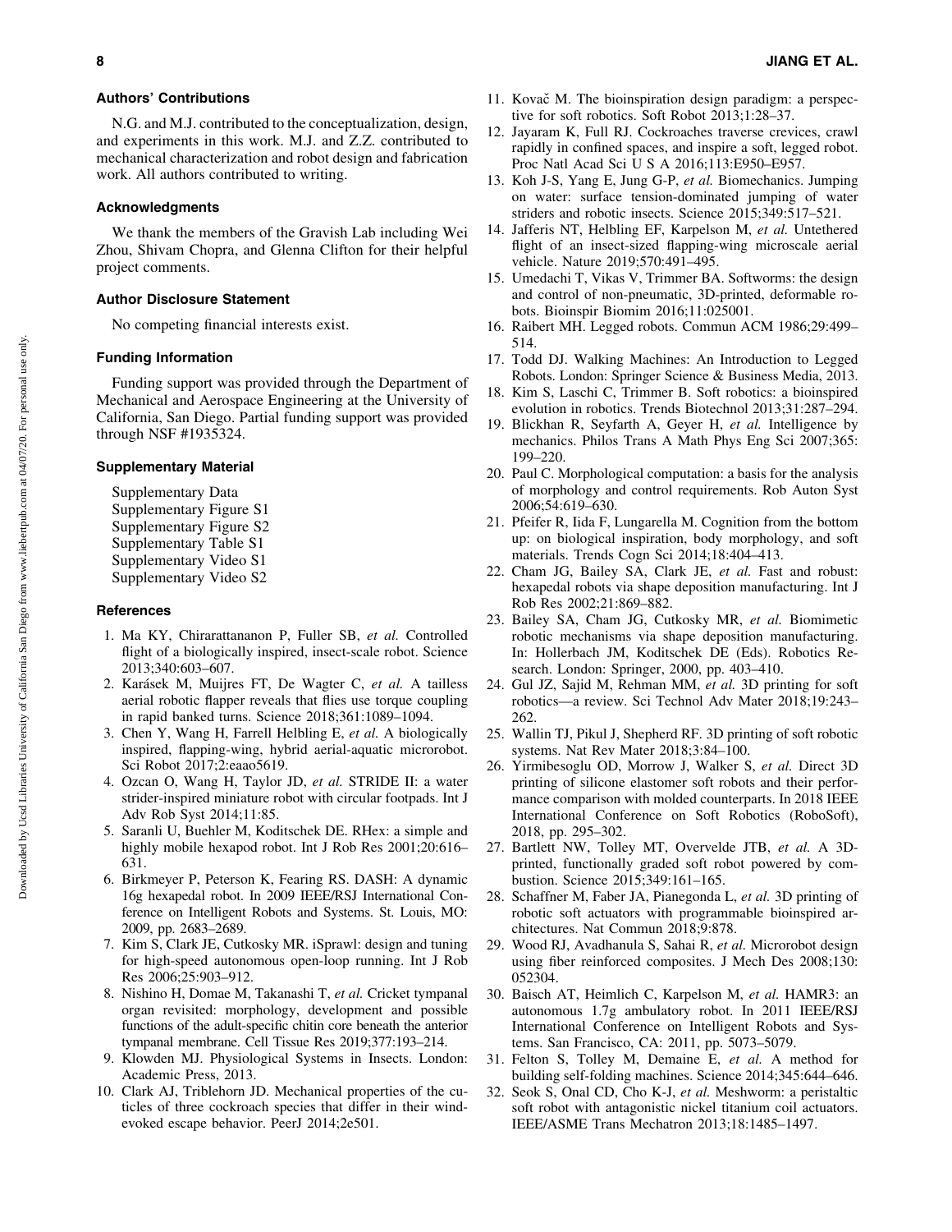### Authors' Contributions

N.G. and M.J. contributed to the conceptualization, design, and experiments in this work. M.J. and Z.Z. contributed to mechanical characterization and robot design and fabrication work. All authors contributed to writing.

### Acknowledgments

We thank the members of the Gravish Lab including Wei Zhou, Shivam Chopra, and Glenna Clifton for their helpful project comments.

### Author Disclosure Statement

No competing financial interests exist.

### Funding Information

Funding support was provided through the Department of Mechanical and Aerospace Engineering at the University of California, San Diego. Partial funding support was provided through NSF #1935324.

### Supplementary Material

Supplementary Data
Supplementary Figure S1
Supplementary Figure S2
Supplementary Table S1
Supplementary Video S1
Supplementary Video S2

### References

1. Ma KY, Chirarattananon P, Fuller SB, *et al.* Controlled flight of a biologically inspired, insect-scale robot. Science 2013;340:603–607.
2. Karásek M, Muijres FT, De Wagter C, *et al.* A tailless aerial robotic flapper reveals that flies use torque coupling in rapid banked turns. Science 2018;361:1089–1094.
3. Chen Y, Wang H, Farrell Helbling E, *et al.* A biologically inspired, flapping-wing, hybrid aerial-aquatic microrobot. Sci Robot 2017;2:eaao5619.
4. Ozcan O, Wang H, Taylor JD, *et al.* STRIDE II: a water strider-inspired miniature robot with circular footpads. Int J Adv Rob Syst 2014;11:85.
5. Saranli U, Buehler M, Koditschek DE. RHex: a simple and highly mobile hexapod robot. Int J Rob Res 2001;20:616–631.
6. Birkmeyer P, Peterson K, Fearing RS. DASH: A dynamic 16g hexapedal robot. In 2009 IEEE/RSJ International Conference on Intelligent Robots and Systems. St. Louis, MO: 2009, pp. 2683–2689.
7. Kim S, Clark JE, Cutkosky MR. iSprawl: design and tuning for high-speed autonomous open-loop running. Int J Rob Res 2006;25:903–912.
8. Nishino H, Domae M, Takanashi T, *et al.* Cricket tympanal organ revisited: morphology, development and possible functions of the adult-specific chitin core beneath the anterior tympanal membrane. Cell Tissue Res 2019;377:193–214.
9. Klowden MJ. Physiological Systems in Insects. London: Academic Press, 2013.
10. Clark AJ, Triblehorn JD. Mechanical properties of the cuticles of three cockroach species that differ in their wind-evoked escape behavior. PeerJ 2014;2e501.
11. Kovač M. The bioinspiration design paradigm: a perspective for soft robotics. Soft Robot 2013;1:28–37.
12. Jayaram K, Full RJ. Cockroaches traverse crevices, crawl rapidly in confined spaces, and inspire a soft, legged robot. Proc Natl Acad Sci U S A 2016;113:E950–E957.
13. Koh J-S, Yang E, Jung G-P, *et al.* Biomechanics. Jumping on water: surface tension-dominated jumping of water striders and robotic insects. Science 2015;349:517–521.
14. Jafferis NT, Helbling EF, Karpelson M, *et al.* Untethered flight of an insect-sized flapping-wing microscale aerial vehicle. Nature 2019;570:491–495.
15. Umedachi T, Vikas V, Trimmer BA. Softworms: the design and control of non-pneumatic, 3D-printed, deformable robots. Bioinspir Biomim 2016;11:025001.
16. Raibert MH. Legged robots. Commun ACM 1986;29:499–514.
17. Todd DJ. Walking Machines: An Introduction to Legged Robots. London: Springer Science & Business Media, 2013.
18. Kim S, Laschi C, Trimmer B. Soft robotics: a bioinspired evolution in robotics. Trends Biotechnol 2013;31:287–294.
19. Blickhan R, Seyfarth A, Geyer H, *et al.* Intelligence by mechanics. Philos Trans A Math Phys Eng Sci 2007;365: 199–220.
20. Paul C. Morphological computation: a basis for the analysis of morphology and control requirements. Rob Auton Syst 2006;54:619–630.
21. Pfeifer R, Iida F, Lungarella M. Cognition from the bottom up: on biological inspiration, body morphology, and soft materials. Trends Cogn Sci 2014;18:404–413.
22. Cham JG, Bailey SA, Clark JE, *et al.* Fast and robust: hexapedal robots via shape deposition manufacturing. Int J Rob Res 2002;21:869–882.
23. Bailey SA, Cham JG, Cutkosky MR, *et al.* Biomimetic robotic mechanisms via shape deposition manufacturing. In: Hollerbach JM, Koditschek DE (Eds). Robotics Research. London: Springer, 2000, pp. 403–410.
24. Gul JZ, Sajid M, Rehman MM, *et al.* 3D printing for soft robotics—a review. Sci Technol Adv Mater 2018;19:243–262.
25. Wallin TJ, Pikul J, Shepherd RF. 3D printing of soft robotic systems. Nat Rev Mater 2018;3:84–100.
26. Yirmibesoglu OD, Morrow J, Walker S, *et al.* Direct 3D printing of silicone elastomer soft robots and their performance comparison with molded counterparts. In 2018 IEEE International Conference on Soft Robotics (RoboSoft), 2018, pp. 295–302.
27. Bartlett NW, Tolley MT, Overvelde JTB, *et al.* A 3D-printed, functionally graded soft robot powered by combustion. Science 2015;349:161–165.
28. Schaffner M, Faber JA, Pianegonda L, *et al.* 3D printing of robotic soft actuators with programmable bioinspired architectures. Nat Commun 2018;9:878.
29. Wood RJ, Avadhanula S, Sahai R, *et al.* Microrobot design using fiber reinforced composites. J Mech Des 2008;130: 052304.
30. Baisch AT, Heimlich C, Karpelson M, *et al.* HAMR3: an autonomous 1.7g ambulatory robot. In 2011 IEEE/RSJ International Conference on Intelligent Robots and Systems. San Francisco, CA: 2011, pp. 5073–5079.
31. Felton S, Tolley M, Demaine E, *et al.* A method for building self-folding machines. Science 2014;345:644–646.
32. Seok S, Onal CD, Cho K-J, *et al.* Meshworm: a peristaltic soft robot with antagonistic nickel titanium coil actuators. IEEE/ASME Trans Mechatron 2013;18:1485–1497.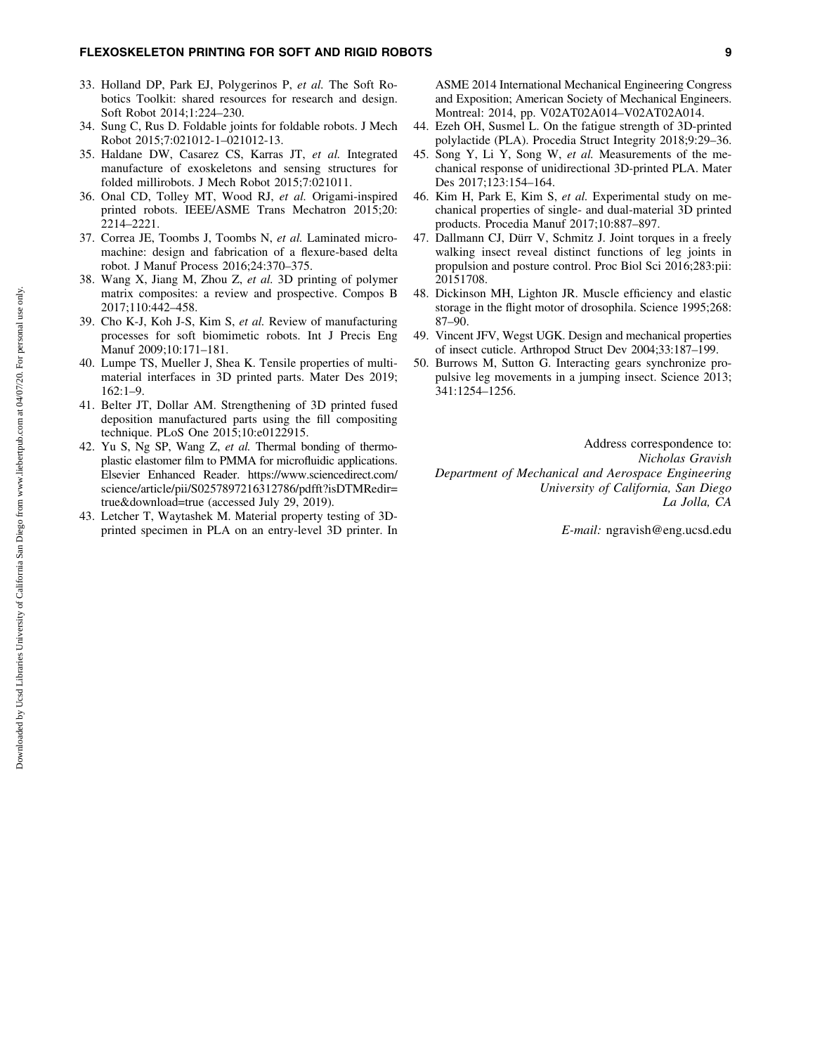33. Holland DP, Park EJ, Polygerinos P, *et al.* The Soft Robotics Toolkit: shared resources for research and design. Soft Robot 2014;1:224–230.
34. Sung C, Rus D. Foldable joints for foldable robots. J Mech Robot 2015;7:021012-1–021012-13.
35. Haldane DW, Casarez CS, Karras JT, *et al.* Integrated manufacture of exoskeletons and sensing structures for folded millirobots. J Mech Robot 2015;7:021011.
36. Onal CD, Tolley MT, Wood RJ, *et al.* Origami-inspired printed robots. IEEE/ASME Trans Mechatron 2015;20: 2214–2221.
37. Correa JE, Toombs J, Toombs N, *et al.* Laminated micromachine: design and fabrication of a flexure-based delta robot. J Manuf Process 2016;24:370–375.
38. Wang X, Jiang M, Zhou Z, *et al.* 3D printing of polymer matrix composites: a review and prospective. Compos B 2017;110:442–458.
39. Cho K-J, Koh J-S, Kim S, *et al.* Review of manufacturing processes for soft biomimetic robots. Int J Precis Eng Manuf 2009;10:171–181.
40. Lumpe TS, Mueller J, Shea K. Tensile properties of multimaterial interfaces in 3D printed parts. Mater Des 2019; 162:1–9.
41. Belter JT, Dollar AM. Strengthening of 3D printed fused deposition manufactured parts using the fill compositing technique. PLoS One 2015;10:e0122915.
42. Yu S, Ng SP, Wang Z, *et al.* Thermal bonding of thermoplastic elastomer film to PMMA for microfluidic applications. Elsevier Enhanced Reader. https://www.sciencedirect.com/science/article/pii/S0257897216312786/pdfft?isDTMRedir=true&download=true (accessed July 29, 2019).
43. Letcher T, Waytashek M. Material property testing of 3D-printed specimen in PLA on an entry-level 3D printer. In ASME 2014 International Mechanical Engineering Congress and Exposition; American Society of Mechanical Engineers. Montreal: 2014, pp. V02AT02A014–V02AT02A014.
44. Ezeh OH, Susmel L. On the fatigue strength of 3D-printed polylactide (PLA). Procedia Struct Integrity 2018;9:29–36.
45. Song Y, Li Y, Song W, *et al.* Measurements of the mechanical response of unidirectional 3D-printed PLA. Mater Des 2017;123:154–164.
46. Kim H, Park E, Kim S, *et al.* Experimental study on mechanical properties of single- and dual-material 3D printed products. Procedia Manuf 2017;10:887–897.
47. Dallmann CJ, Dürr V, Schmitz J. Joint torques in a freely walking insect reveal distinct functions of leg joints in propulsion and posture control. Proc Biol Sci 2016;283:pii: 20151708.
48. Dickinson MH, Lighton JR. Muscle efficiency and elastic storage in the flight motor of drosophila. Science 1995;268: 87–90.
49. Vincent JFV, Wegst UGK. Design and mechanical properties of insect cuticle. Arthropod Struct Dev 2004;33:187–199.
50. Burrows M, Sutton G. Interacting gears synchronize propulsive leg movements in a jumping insect. Science 2013; 341:1254–1256.

Address correspondence to:
*Nicholas Gravish*
*Department of Mechanical and Aerospace Engineering*
*University of California, San Diego*
*La Jolla, CA*

*E-mail:* ngravish@eng.ucsd.edu